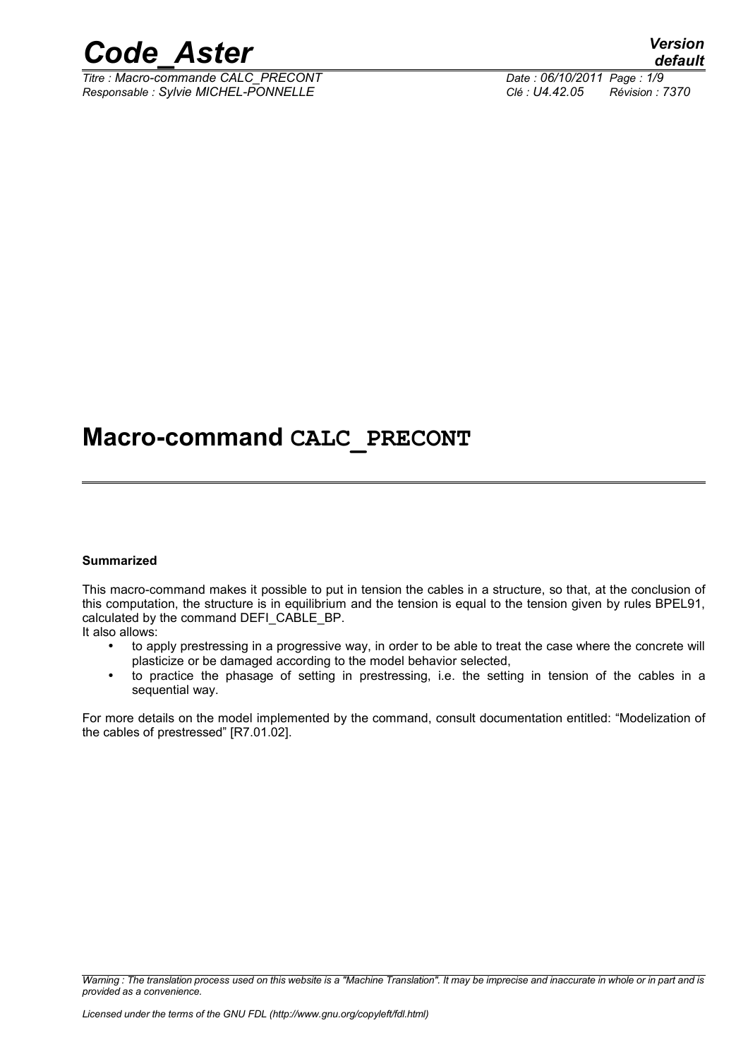# Macro-command CALC_PRECONT

**Summarized**

This macro-command makes it possible to put in tension the cables in a structure, so that, at the conclusion of this computation, the structure is in equilibrium and the tension is equal to the tension given by rules BPEL91, calculated by the command DEFI_CABLE_BP.

It also allows:

- to apply prestressing in a progressive way, in order to be able to treat the case where the concrete will plasticize or be damaged according to the model behavior selected,
- to practice the phasage of setting in prestressing, i.e. the setting in tension of the cables in a sequential way.

For more details on the model implemented by the command, consult documentation entitled: "Modelization of the cables of prestressed" [R7.01.02].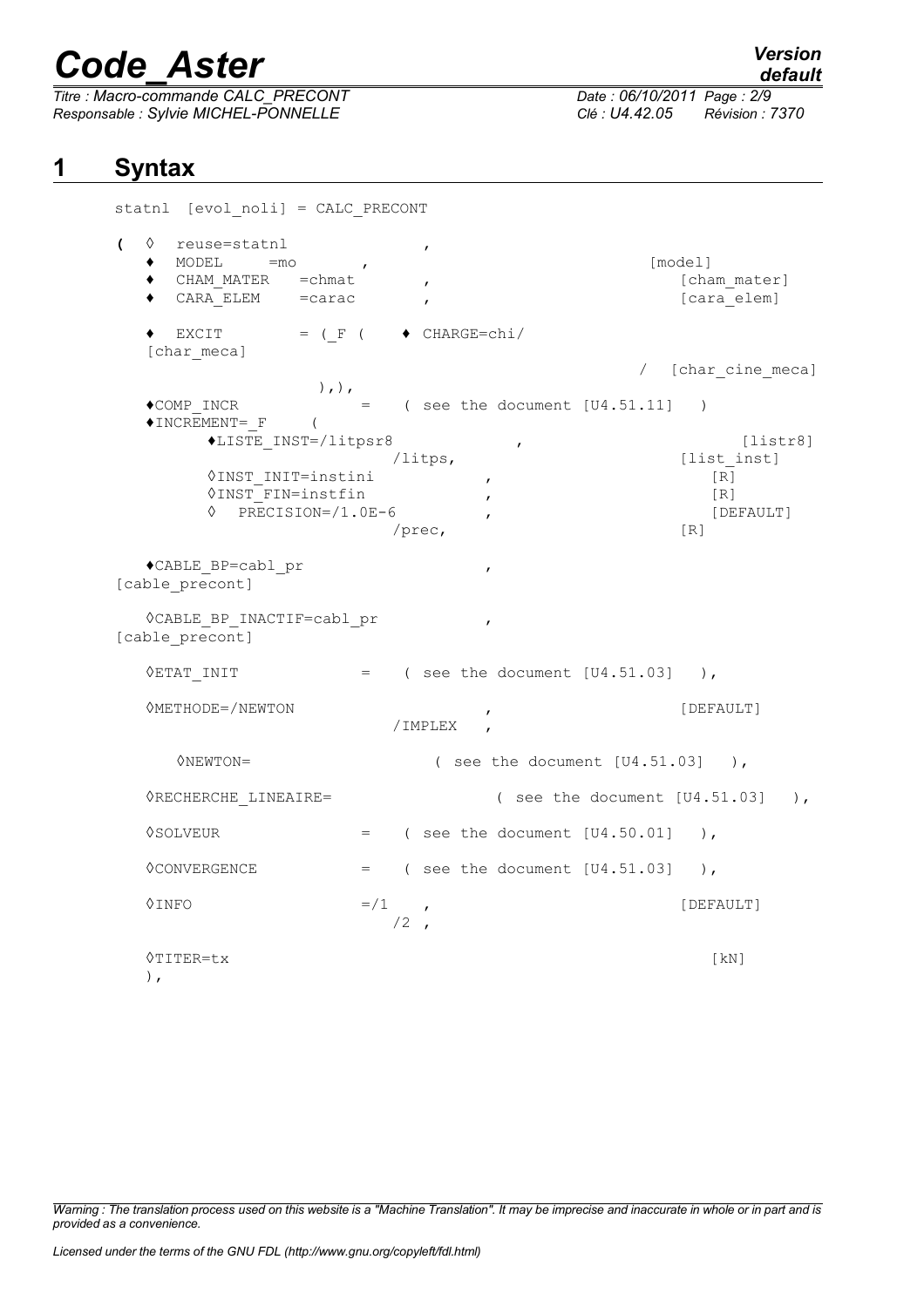# 1 Syntax

```
statnl  [evol_noli] = CALC_PRECONT

(  ◊  reuse=statnl              ,
   ♦  MODEL     =mo       ,                                  [model]
   ♦  CHAM_MATER   =chmat        ,                              [cham_mater]
   ♦  CARA_ELEM    =carac        ,                              [cara_elem]

   ♦  EXCIT        = (_F (    ♦ CHARGE=chi/
   [char_meca]
                                                          /  [char_cine_meca]
                  ),),
   ♦COMP_INCR            =    ( see the document [U4.51.11]   )
   ♦INCREMENT=_F     (
         ♦LISTE_INST=/litpsr8              ,                        [listr8]
                         /litps,                            [list_inst]
         ◊INST_INIT=instini            ,                          [R]
         ◊INST_FIN=instfin             ,                          [R]
         ◊   PRECISION=/1.0E-6         ,                          [DEFAULT]
                         /prec,                             [R]

   ♦CABLE_BP=cabl_pr                   ,
[cable_precont]

   ◊CABLE_BP_INACTIF=cabl_pr           ,
[cable_precont]

   ◊ETAT_INIT            =    ( see the document [U4.51.03]   ),

   ◊METHODE=/NEWTON                    ,                        [DEFAULT]
                           /IMPLEX    ,

      ◊NEWTON=                  ( see the document [U4.51.03]   ),

   ◊RECHERCHE_LINEAIRE=                ( see the document [U4.51.03]   ),

   ◊SOLVEUR              =    ( see the document [U4.50.01]   ),

   ◊CONVERGENCE          =    ( see the document [U4.51.03]   ),

   ◊INFO                =/1    ,                                [DEFAULT]
                           /2  ,

   ◊TITER=tx                                                    [kN]
   ),
```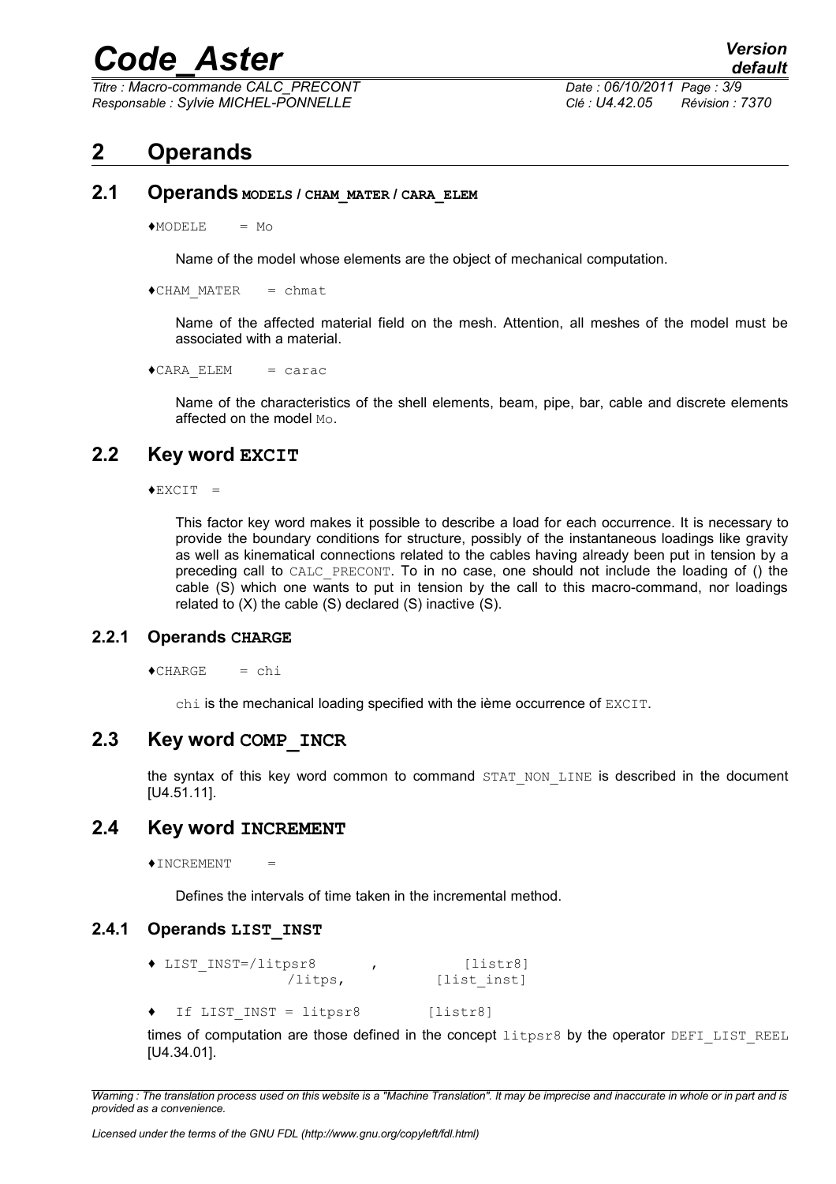# 2 Operands

## 2.1 Operands MODELS / CHAM_MATER / CARA_ELEM

♦MODELE = Mo

Name of the model whose elements are the object of mechanical computation.

♦CHAM_MATER = chmat

Name of the affected material field on the mesh. Attention, all meshes of the model must be associated with a material.

♦CARA_ELEM = carac

Name of the characteristics of the shell elements, beam, pipe, bar, cable and discrete elements affected on the model Mo.

## 2.2 Key word EXCIT

♦EXCIT =

This factor key word makes it possible to describe a load for each occurrence. It is necessary to provide the boundary conditions for structure, possibly of the instantaneous loadings like gravity as well as kinematical connections related to the cables having already been put in tension by a preceding call to CALC_PRECONT. To in no case, one should not include the loading of () the cable (S) which one wants to put in tension by the call to this macro-command, nor loadings related to (X) the cable (S) declared (S) inactive (S).

### 2.2.1 Operands CHARGE

♦CHARGE = chi

chi is the mechanical loading specified with the ième occurrence of EXCIT.

## 2.3 Key word COMP_INCR

the syntax of this key word common to command STAT_NON_LINE is described in the document [U4.51.11].

## 2.4 Key word INCREMENT

♦INCREMENT =

Defines the intervals of time taken in the incremental method.

### 2.4.1 Operands LIST_INST

```
♦ LIST_INST=/litpsr8    ,        [listr8]
            /litps,            [list_inst]
```

♦ If LIST_INST = litpsr8 [listr8]

times of computation are those defined in the concept litpsr8 by the operator DEFI_LIST_REEL [U4.34.01].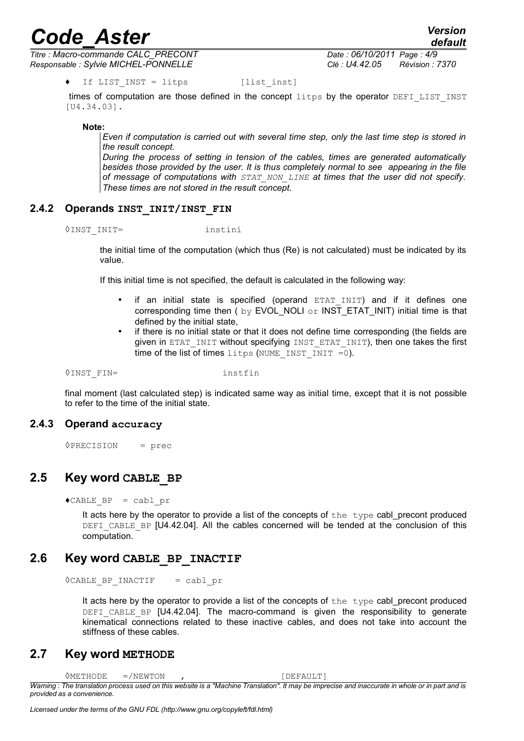♦ If LIST_INST = litps [list_inst]

times of computation are those defined in the concept litps by the operator DEFI_LIST_INST [U4.34.03].

**Note:**

*Even if computation is carried out with several time step, only the last time step is stored in the result concept.*
*During the process of setting in tension of the cables, times are generated automatically besides those provided by the user. It is thus completely normal to see appearing in the file of message of computations with STAT_NON_LINE at times that the user did not specify. These times are not stored in the result concept.*

### 2.4.2 Operands INST_INIT/INST_FIN

◊INST_INIT= instini

the initial time of the computation (which thus (Re) is not calculated) must be indicated by its value.

If this initial time is not specified, the default is calculated in the following way:

- if an initial state is specified (operand ETAT_INIT) and if it defines one corresponding time then ( by EVOL_NOLI or INST_ETAT_INIT) initial time is that defined by the initial state,
- if there is no initial state or that it does not define time corresponding (the fields are given in ETAT_INIT without specifying INST_ETAT_INIT), then one takes the first time of the list of times litps (NUME_INST_INIT =0).

◊INST_FIN= instfin

final moment (last calculated step) is indicated same way as initial time, except that it is not possible to refer to the time of the initial state.

### 2.4.3 Operand accuracy

◊PRECISION = prec

## 2.5 Key word CABLE_BP

♦CABLE_BP = cabl_pr

It acts here by the operator to provide a list of the concepts of the type cabl_precont produced DEFI_CABLE_BP [U4.42.04]. All the cables concerned will be tended at the conclusion of this computation.

## 2.6 Key word CABLE_BP_INACTIF

◊CABLE_BP_INACTIF = cabl_pr

It acts here by the operator to provide a list of the concepts of the type cabl_precont produced DEFI_CABLE_BP [U4.42.04]. The macro-command is given the responsibility to generate kinematical connections related to these inactive cables, and does not take into account the stiffness of these cables.

## 2.7 Key word METHODE

◊METHODE =/NEWTON , [DEFAULT]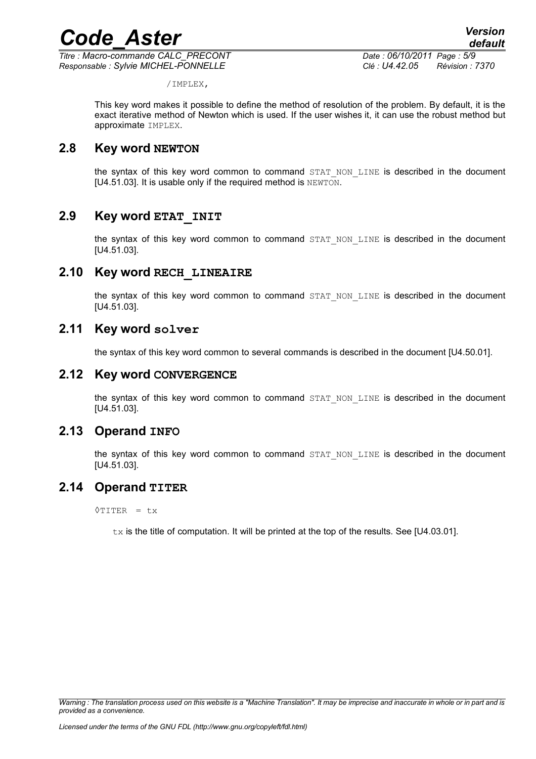/IMPLEX,

This key word makes it possible to define the method of resolution of the problem. By default, it is the exact iterative method of Newton which is used. If the user wishes it, it can use the robust method but approximate IMPLEX.

## 2.8 Key word NEWTON

the syntax of this key word common to command STAT_NON_LINE is described in the document [U4.51.03]. It is usable only if the required method is NEWTON.

## 2.9 Key word ETAT_INIT

the syntax of this key word common to command STAT_NON_LINE is described in the document [U4.51.03].

## 2.10 Key word RECH_LINEAIRE

the syntax of this key word common to command STAT_NON_LINE is described in the document [U4.51.03].

## 2.11 Key word solver

the syntax of this key word common to several commands is described in the document [U4.50.01].

## 2.12 Key word CONVERGENCE

the syntax of this key word common to command STAT_NON_LINE is described in the document [U4.51.03].

## 2.13 Operand INFO

the syntax of this key word common to command STAT_NON_LINE is described in the document [U4.51.03].

## 2.14 Operand TITER

◊TITER = tx

tx is the title of computation. It will be printed at the top of the results. See [U4.03.01].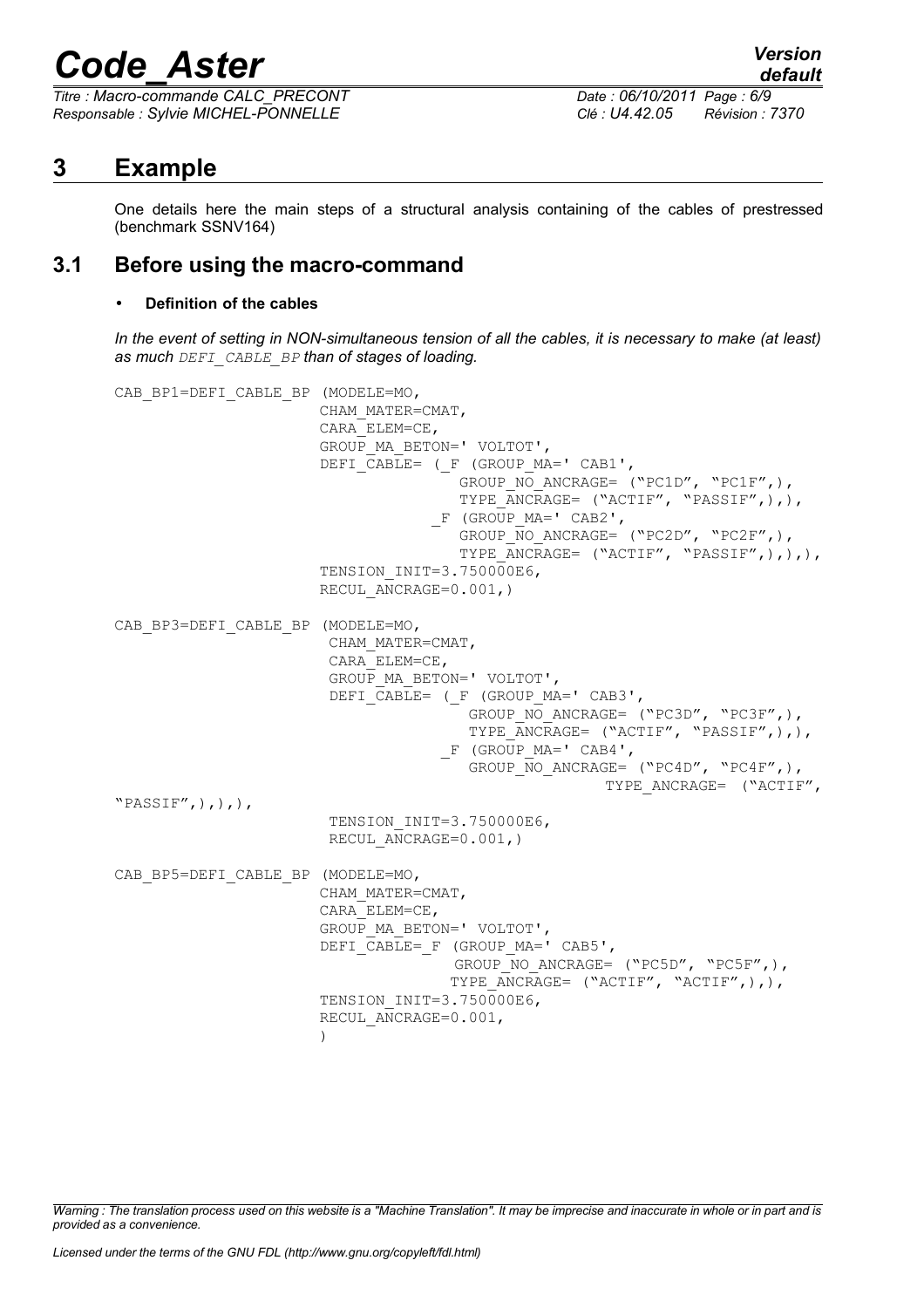# 3 Example

One details here the main steps of a structural analysis containing of the cables of prestressed (benchmark SSNV164)

## 3.1 Before using the macro-command

- **Definition of the cables**

*In the event of setting in NON-simultaneous tension of all the cables, it is necessary to make (at least) as much DEFI_CABLE_BP than of stages of loading.*

```
CAB_BP1=DEFI_CABLE_BP (MODELE=MO,
                       CHAM_MATER=CMAT,
                       CARA_ELEM=CE,
                       GROUP_MA_BETON=' VOLTOT',
                       DEFI_CABLE= (_F (GROUP_MA=' CAB1',
                                    GROUP_NO_ANCRAGE= ("PC1D", "PC1F",),
                                    TYPE_ANCRAGE= ("ACTIF", "PASSIF",),),
                                  _F (GROUP_MA=' CAB2',
                                    GROUP_NO_ANCRAGE= ("PC2D", "PC2F",),
                                    TYPE_ANCRAGE= ("ACTIF", "PASSIF",),),),
                       TENSION_INIT=3.750000E6,
                       RECUL_ANCRAGE=0.001,)

CAB_BP3=DEFI_CABLE_BP (MODELE=MO,
                        CHAM_MATER=CMAT,
                        CARA_ELEM=CE,
                        GROUP_MA_BETON=' VOLTOT',
                        DEFI_CABLE= (_F (GROUP_MA=' CAB3',
                                     GROUP_NO_ANCRAGE= ("PC3D", "PC3F",),
                                     TYPE_ANCRAGE= ("ACTIF", "PASSIF",),),
                                   _F (GROUP_MA=' CAB4',
                                     GROUP_NO_ANCRAGE= ("PC4D", "PC4F",),
                                                   TYPE_ANCRAGE= ("ACTIF",
"PASSIF",),),),
                        TENSION_INIT=3.750000E6,
                        RECUL_ANCRAGE=0.001,)

CAB_BP5=DEFI_CABLE_BP (MODELE=MO,
                       CHAM_MATER=CMAT,
                       CARA_ELEM=CE,
                       GROUP_MA_BETON=' VOLTOT',
                       DEFI_CABLE=_F (GROUP_MA=' CAB5',
                                   GROUP_NO_ANCRAGE= ("PC5D", "PC5F",),
                                  TYPE_ANCRAGE= ("ACTIF", "ACTIF",),),
                       TENSION_INIT=3.750000E6,
                       RECUL_ANCRAGE=0.001,
                       )
```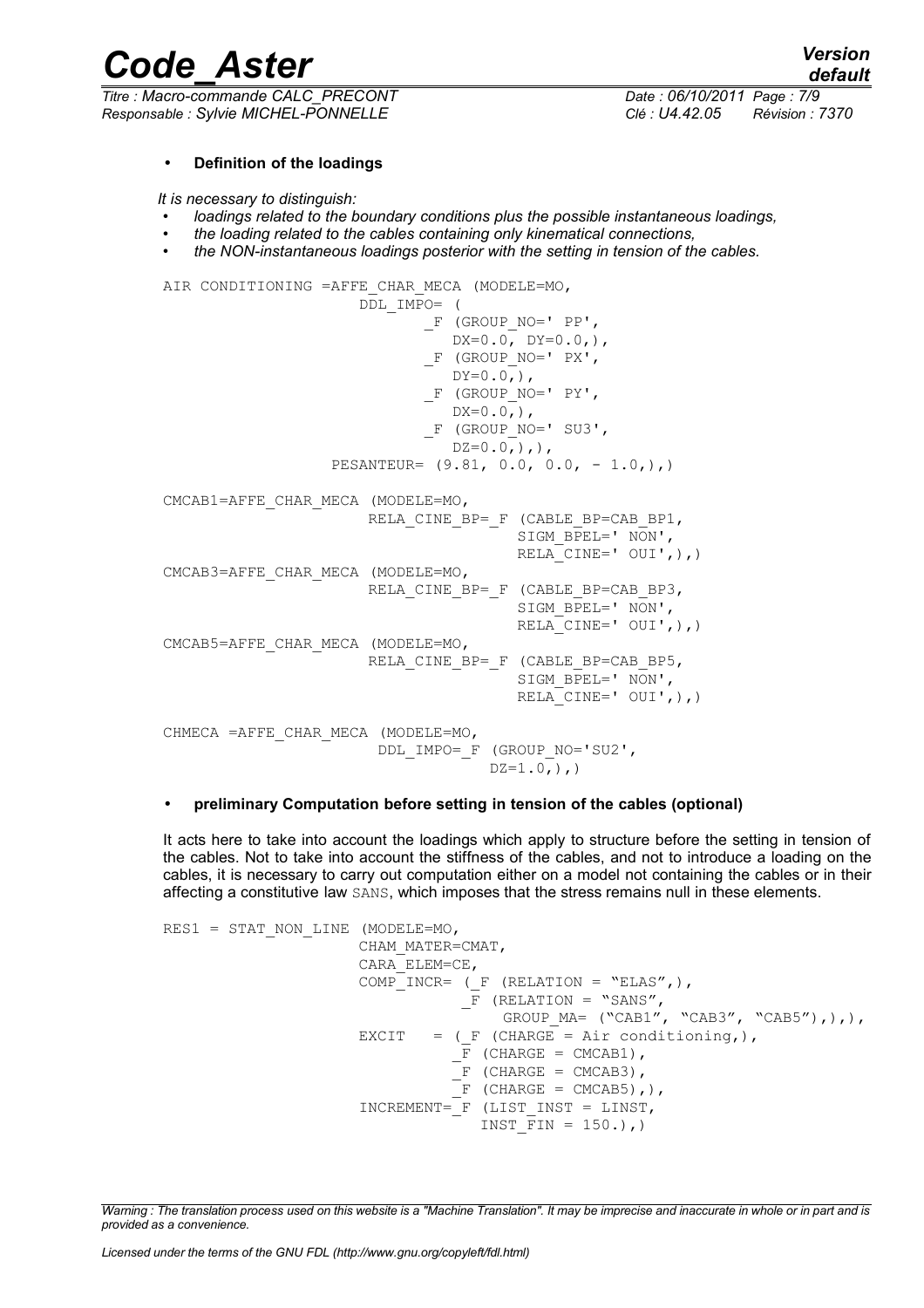- **Definition of the loadings**

*It is necessary to distinguish:*

- *loadings related to the boundary conditions plus the possible instantaneous loadings,*
- *the loading related to the cables containing only kinematical connections,*
- *the NON-instantaneous loadings posterior with the setting in tension of the cables.*

```
AIR CONDITIONING =AFFE_CHAR_MECA (MODELE=MO,
                      DDL_IMPO= (
                              _F (GROUP_NO=' PP',
                                 DX=0.0, DY=0.0,),
                              _F (GROUP_NO=' PX',
                                 DY=0.0,),
                              _F (GROUP_NO=' PY',
                                 DX=0.0,),
                              _F (GROUP_NO=' SU3',
                                 DZ=0.0,),),
                   PESANTEUR= (9.81, 0.0, 0.0, - 1.0,),)

CMCAB1=AFFE_CHAR_MECA (MODELE=MO,
                     RELA_CINE_BP=_F (CABLE_BP=CAB_BP1,
                                     SIGM_BPEL=' NON',
                                     RELA_CINE=' OUI',),)
CMCAB3=AFFE_CHAR_MECA (MODELE=MO,
                     RELA_CINE_BP=_F (CABLE_BP=CAB_BP3,
                                     SIGM_BPEL=' NON',
                                     RELA_CINE=' OUI',),)
CMCAB5=AFFE_CHAR_MECA (MODELE=MO,
                     RELA_CINE_BP=_F (CABLE_BP=CAB_BP5,
                                     SIGM_BPEL=' NON',
                                     RELA_CINE=' OUI',),)

CHMECA =AFFE_CHAR_MECA (MODELE=MO,
                      DDL_IMPO=_F (GROUP_NO='SU2',
                                  DZ=1.0,),)
```

- **preliminary Computation before setting in tension of the cables (optional)**

It acts here to take into account the loadings which apply to structure before the setting in tension of the cables. Not to take into account the stiffness of the cables, and not to introduce a loading on the cables, it is necessary to carry out computation either on a model not containing the cables or in their affecting a constitutive law SANS, which imposes that the stress remains null in these elements.

```
RES1 = STAT_NON_LINE (MODELE=MO,
                     CHAM_MATER=CMAT,
                     CARA_ELEM=CE,
                     COMP_INCR= (_F (RELATION = "ELAS",),
                                _F (RELATION = "SANS",
                                    GROUP_MA= ("CAB1", "CAB3", "CAB5"),),),
                     EXCIT   = (_F (CHARGE = Air conditioning,),
                               _F (CHARGE = CMCAB1),
                               _F (CHARGE = CMCAB3),
                               _F (CHARGE = CMCAB5),),
                     INCREMENT=_F (LIST_INST = LINST,
                                  INST_FIN = 150.),)
```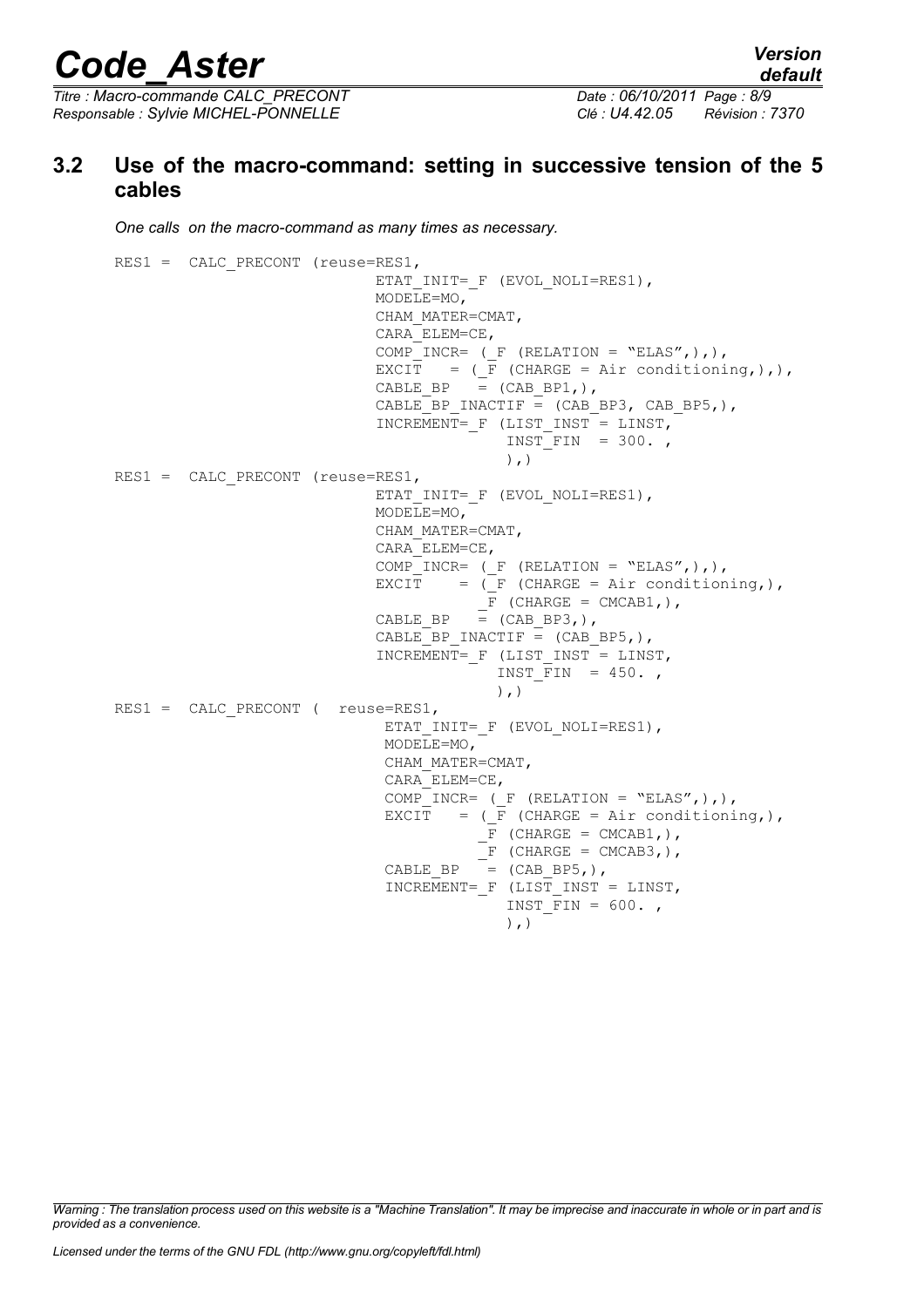## 3.2 Use of the macro-command: setting in successive tension of the 5 cables

*One calls on the macro-command as many times as necessary.*

```
RES1 =  CALC_PRECONT (reuse=RES1,
                            ETAT_INIT=_F (EVOL_NOLI=RES1),
                            MODELE=MO,
                            CHAM_MATER=CMAT,
                            CARA_ELEM=CE,
                            COMP_INCR= (_F (RELATION = "ELAS",),),
                            EXCIT   = (_F (CHARGE = Air conditioning,),),
                            CABLE_BP   = (CAB_BP1,),
                            CABLE_BP_INACTIF = (CAB_BP3, CAB_BP5,),
                            INCREMENT=_F (LIST_INST = LINST,
                                          INST_FIN  = 300. ,
                                          ),)
RES1 =  CALC_PRECONT (reuse=RES1,
                            ETAT_INIT=_F (EVOL_NOLI=RES1),
                            MODELE=MO,
                            CHAM_MATER=CMAT,
                            CARA_ELEM=CE,
                            COMP_INCR= (_F (RELATION = "ELAS",),),
                            EXCIT    = (_F (CHARGE = Air conditioning,),
                                        _F (CHARGE = CMCAB1,),
                            CABLE_BP   = (CAB_BP3,),
                            CABLE_BP_INACTIF = (CAB_BP5,),
                            INCREMENT=_F (LIST_INST = LINST,
                                          INST_FIN  = 450. ,
                                          ),)
RES1 =  CALC_PRECONT (  reuse=RES1,
                             ETAT_INIT=_F (EVOL_NOLI=RES1),
                             MODELE=MO,
                             CHAM_MATER=CMAT,
                             CARA_ELEM=CE,
                             COMP_INCR= (_F (RELATION = "ELAS",),),
                             EXCIT   = (_F (CHARGE = Air conditioning,),
                                        _F (CHARGE = CMCAB1,),
                                        _F (CHARGE = CMCAB3,),
                             CABLE_BP   = (CAB_BP5,),
                             INCREMENT=_F (LIST_INST = LINST,
                                           INST_FIN = 600. ,
                                           ),)
```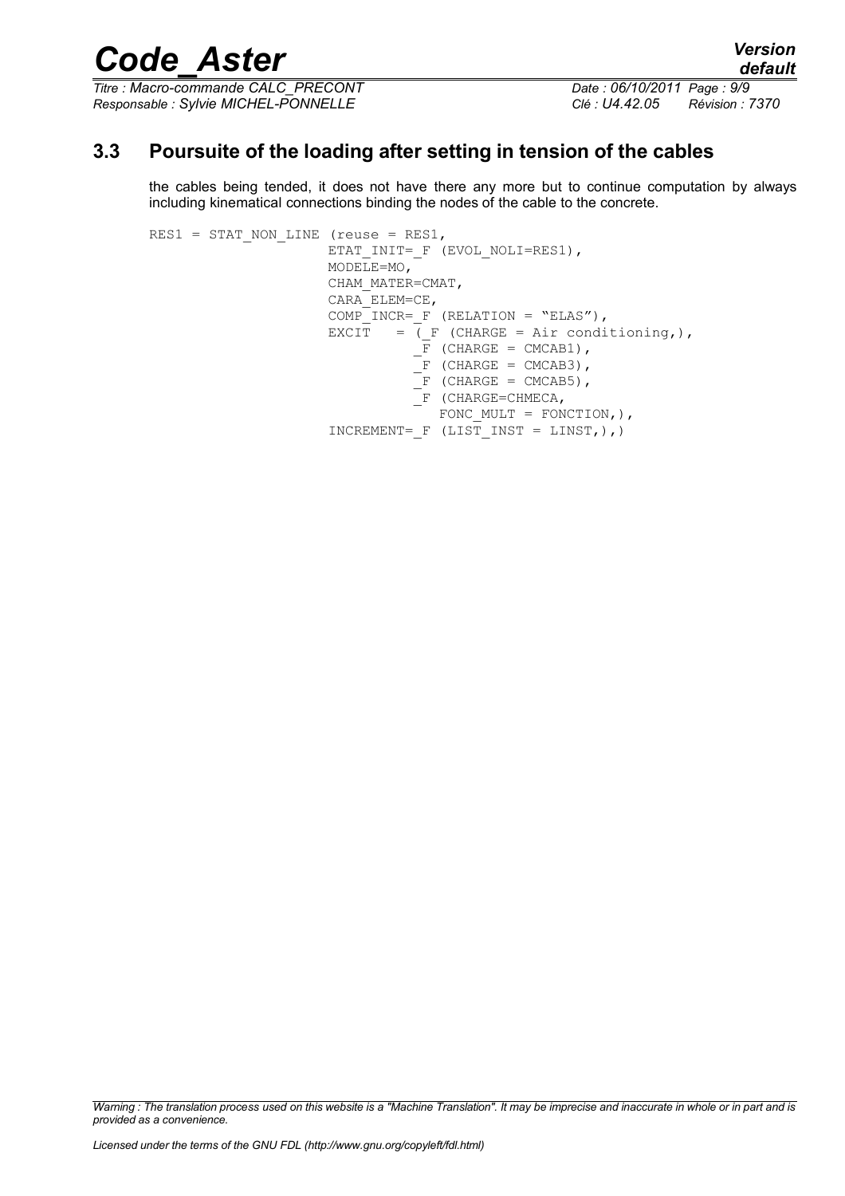## 3.3 Poursuite of the loading after setting in tension of the cables

the cables being tended, it does not have there any more but to continue computation by always including kinematical connections binding the nodes of the cable to the concrete.

```
RES1 = STAT_NON_LINE (reuse = RES1,
                      ETAT_INIT=_F (EVOL_NOLI=RES1),
                      MODELE=MO,
                      CHAM_MATER=CMAT,
                      CARA_ELEM=CE,
                      COMP_INCR=_F (RELATION = "ELAS"),
                      EXCIT   = (_F (CHARGE = Air conditioning,),
                                 _F (CHARGE = CMCAB1),
                                 _F (CHARGE = CMCAB3),
                                 _F (CHARGE = CMCAB5),
                                 _F (CHARGE=CHMECA,
                                    FONC_MULT = FONCTION,),
                      INCREMENT=_F (LIST_INST = LINST,),)
```

*Warning : The translation process used on this website is a "Machine Translation". It may be imprecise and inaccurate in whole or in part and is provided as a convenience.*

*Licensed under the terms of the GNU FDL (http://www.gnu.org/copyleft/fdl.html)*